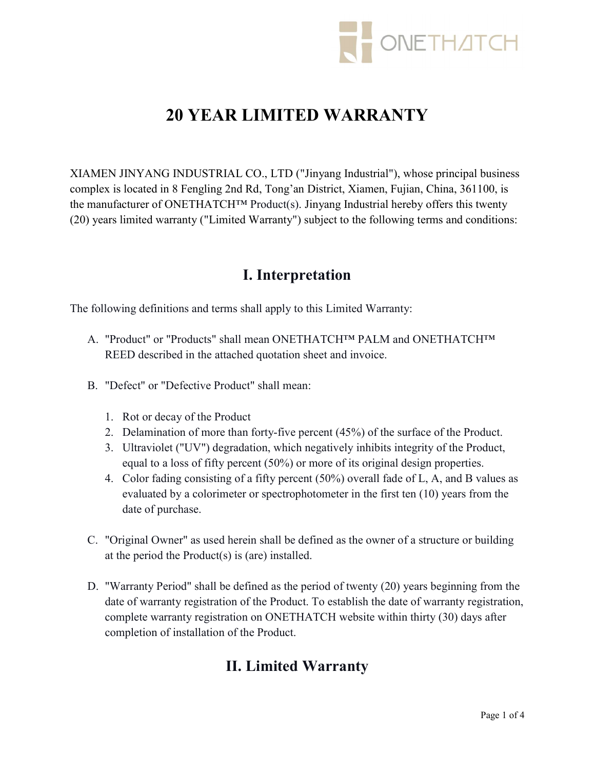# 20 YEAR LIMITED WARRANTY

XIAMEN JINYANG INDUSTRIAL CO., LTD ("Jinyang Industrial"), whose principal business complex is located in 8 Fengling 2nd Rd, Tong'an District, Xiamen, Fujian, China, 361100, is the manufacturer of ONETHATCH™ Product(s). Jinyang Industrial hereby offers this twenty (20) years limited warranty ("Limited Warranty") subject to the following terms and conditions:

## I. Interpretation

The following definitions and terms shall apply to this Limited Warranty:

A. "Product" or "Products" shall mean ONETHATCH™ PALM and ONETHATCH™ REED described in the attached quotation sheet and invoice.

B. "Defect" or "Defective Product" shall mean:

   1. Rot or decay of the Product
   2. Delamination of more than forty-five percent (45%) of the surface of the Product.
   3. Ultraviolet ("UV") degradation, which negatively inhibits integrity of the Product, equal to a loss of fifty percent (50%) or more of its original design properties.
   4. Color fading consisting of a fifty percent (50%) overall fade of L, A, and B values as evaluated by a colorimeter or spectrophotometer in the first ten (10) years from the date of purchase.

C. "Original Owner" as used herein shall be defined as the owner of a structure or building at the period the Product(s) is (are) installed.

D. "Warranty Period" shall be defined as the period of twenty (20) years beginning from the date of warranty registration of the Product. To establish the date of warranty registration, complete warranty registration on ONETHATCH website within thirty (30) days after completion of installation of the Product.

## II. Limited Warranty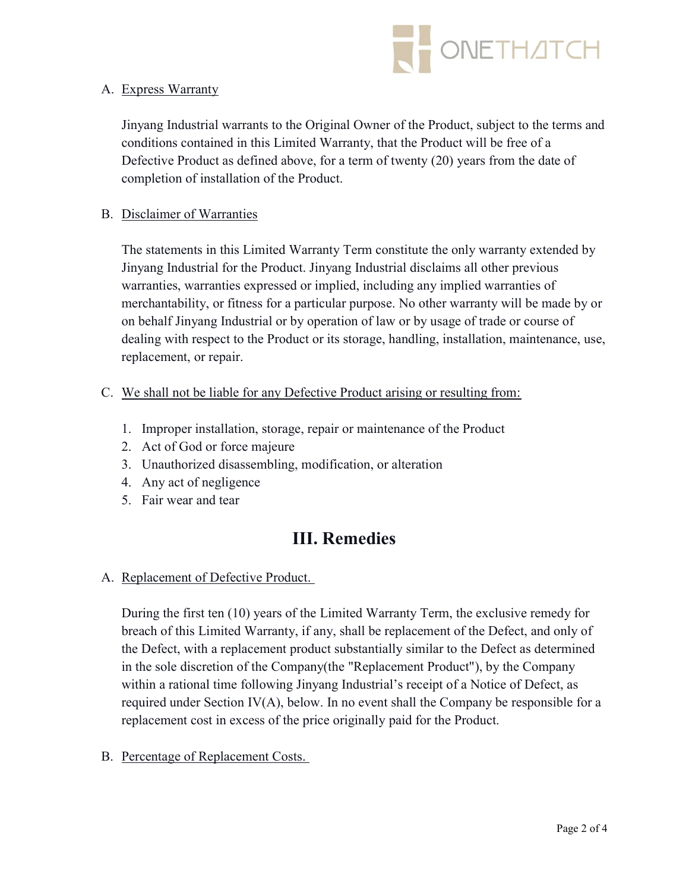A. <u>Express Warranty</u>

Jinyang Industrial warrants to the Original Owner of the Product, subject to the terms and conditions contained in this Limited Warranty, that the Product will be free of a Defective Product as defined above, for a term of twenty (20) years from the date of completion of installation of the Product.

B. <u>Disclaimer of Warranties</u>

The statements in this Limited Warranty Term constitute the only warranty extended by Jinyang Industrial for the Product. Jinyang Industrial disclaims all other previous warranties, warranties expressed or implied, including any implied warranties of merchantability, or fitness for a particular purpose. No other warranty will be made by or on behalf Jinyang Industrial or by operation of law or by usage of trade or course of dealing with respect to the Product or its storage, handling, installation, maintenance, use, replacement, or repair.

C. <u>We shall not be liable for any Defective Product arising or resulting from:</u>

1. Improper installation, storage, repair or maintenance of the Product
2. Act of God or force majeure
3. Unauthorized disassembling, modification, or alteration
4. Any act of negligence
5. Fair wear and tear

## III. Remedies

A. <u>Replacement of Defective Product.</u>

During the first ten (10) years of the Limited Warranty Term, the exclusive remedy for breach of this Limited Warranty, if any, shall be replacement of the Defect, and only of the Defect, with a replacement product substantially similar to the Defect as determined in the sole discretion of the Company(the "Replacement Product"), by the Company within a rational time following Jinyang Industrial's receipt of a Notice of Defect, as required under Section IV(A), below. In no event shall the Company be responsible for a replacement cost in excess of the price originally paid for the Product.

B. <u>Percentage of Replacement Costs.</u>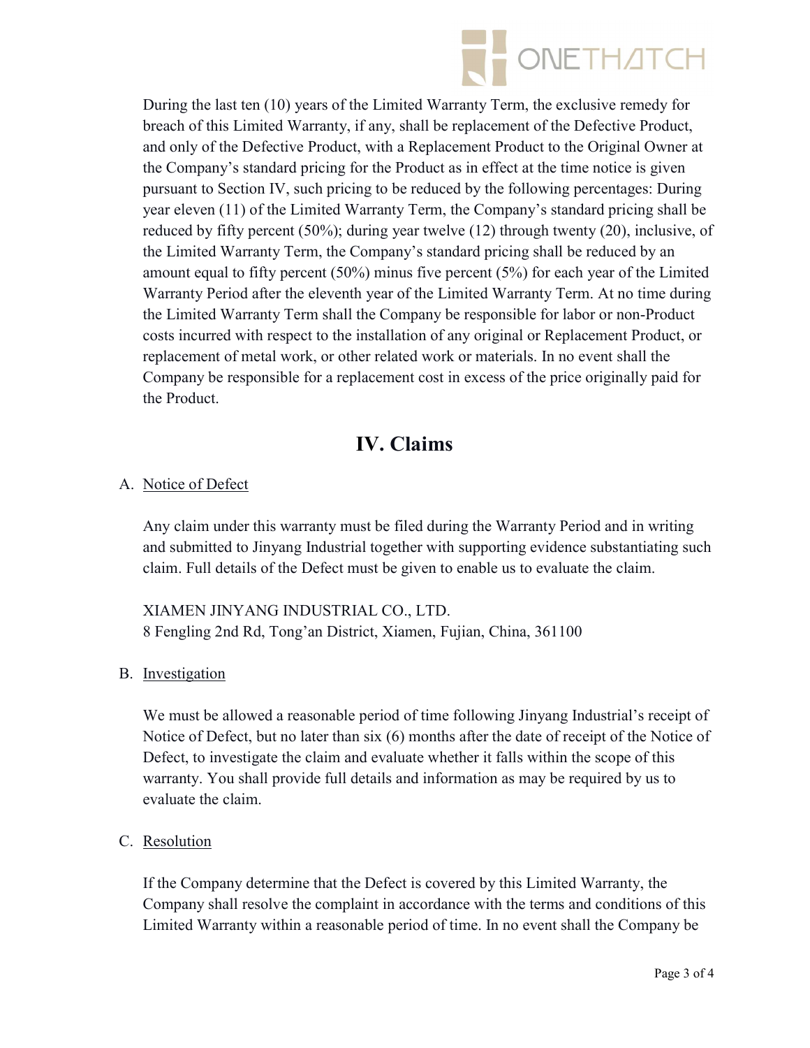During the last ten (10) years of the Limited Warranty Term, the exclusive remedy for breach of this Limited Warranty, if any, shall be replacement of the Defective Product, and only of the Defective Product, with a Replacement Product to the Original Owner at the Company's standard pricing for the Product as in effect at the time notice is given pursuant to Section IV, such pricing to be reduced by the following percentages: During year eleven (11) of the Limited Warranty Term, the Company's standard pricing shall be reduced by fifty percent (50%); during year twelve (12) through twenty (20), inclusive, of the Limited Warranty Term, the Company's standard pricing shall be reduced by an amount equal to fifty percent (50%) minus five percent (5%) for each year of the Limited Warranty Period after the eleventh year of the Limited Warranty Term. At no time during the Limited Warranty Term shall the Company be responsible for labor or non-Product costs incurred with respect to the installation of any original or Replacement Product, or replacement of metal work, or other related work or materials. In no event shall the Company be responsible for a replacement cost in excess of the price originally paid for the Product.

# IV. Claims

A. Notice of Defect

Any claim under this warranty must be filed during the Warranty Period and in writing and submitted to Jinyang Industrial together with supporting evidence substantiating such claim. Full details of the Defect must be given to enable us to evaluate the claim.

XIAMEN JINYANG INDUSTRIAL CO., LTD.
8 Fengling 2nd Rd, Tong'an District, Xiamen, Fujian, China, 361100

B. Investigation

We must be allowed a reasonable period of time following Jinyang Industrial's receipt of Notice of Defect, but no later than six (6) months after the date of receipt of the Notice of Defect, to investigate the claim and evaluate whether it falls within the scope of this warranty. You shall provide full details and information as may be required by us to evaluate the claim.

C. Resolution

If the Company determine that the Defect is covered by this Limited Warranty, the Company shall resolve the complaint in accordance with the terms and conditions of this Limited Warranty within a reasonable period of time. In no event shall the Company be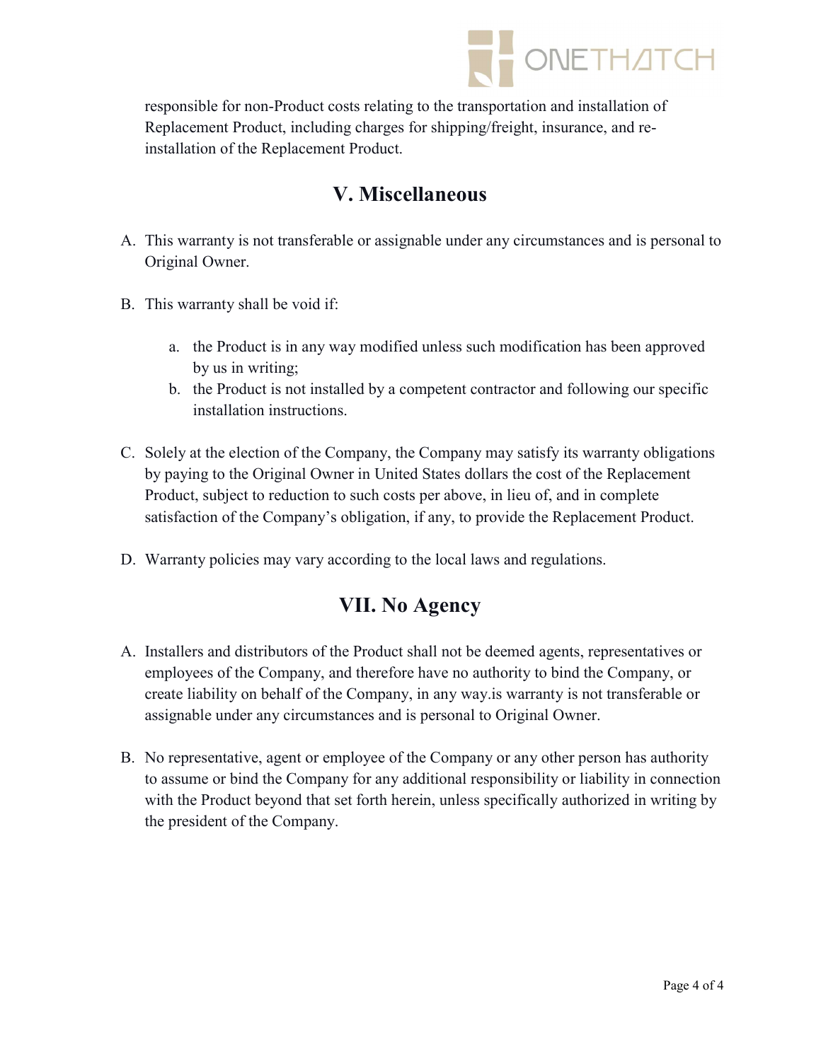responsible for non-Product costs relating to the transportation and installation of Replacement Product, including charges for shipping/freight, insurance, and re-installation of the Replacement Product.

## V. Miscellaneous

A. This warranty is not transferable or assignable under any circumstances and is personal to Original Owner.

B. This warranty shall be void if:

   a. the Product is in any way modified unless such modification has been approved by us in writing;
   b. the Product is not installed by a competent contractor and following our specific installation instructions.

C. Solely at the election of the Company, the Company may satisfy its warranty obligations by paying to the Original Owner in United States dollars the cost of the Replacement Product, subject to reduction to such costs per above, in lieu of, and in complete satisfaction of the Company's obligation, if any, to provide the Replacement Product.

D. Warranty policies may vary according to the local laws and regulations.

## VII. No Agency

A. Installers and distributors of the Product shall not be deemed agents, representatives or employees of the Company, and therefore have no authority to bind the Company, or create liability on behalf of the Company, in any way.is warranty is not transferable or assignable under any circumstances and is personal to Original Owner.

B. No representative, agent or employee of the Company or any other person has authority to assume or bind the Company for any additional responsibility or liability in connection with the Product beyond that set forth herein, unless specifically authorized in writing by the president of the Company.